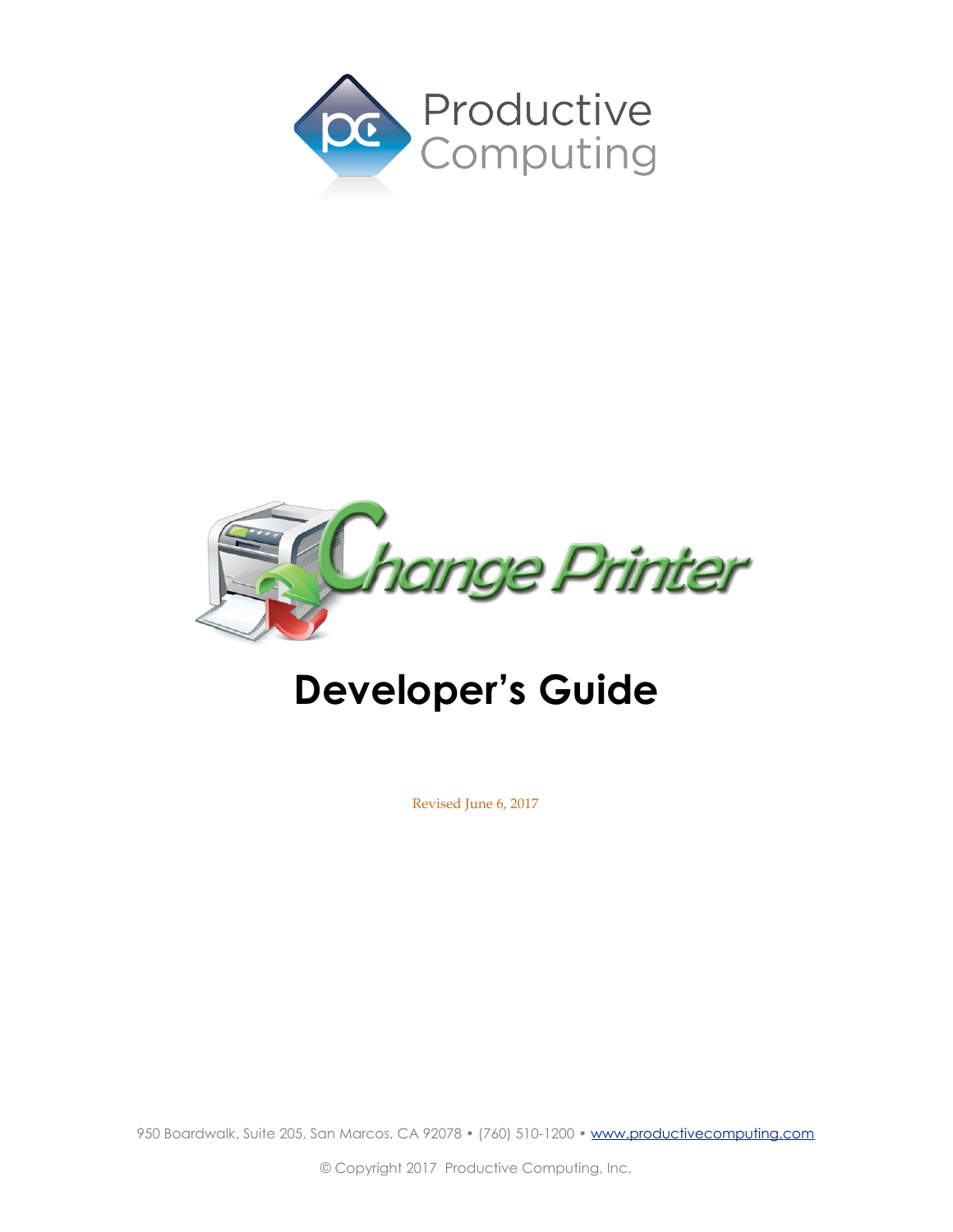Productive Computing

Change Printer

# Developer's Guide

Revised June 6, 2017

950 Boardwalk, Suite 205, San Marcos, CA 92078 • (760) 510-1200 • www.productivecomputing.com

© Copyright 2017 Productive Computing, Inc.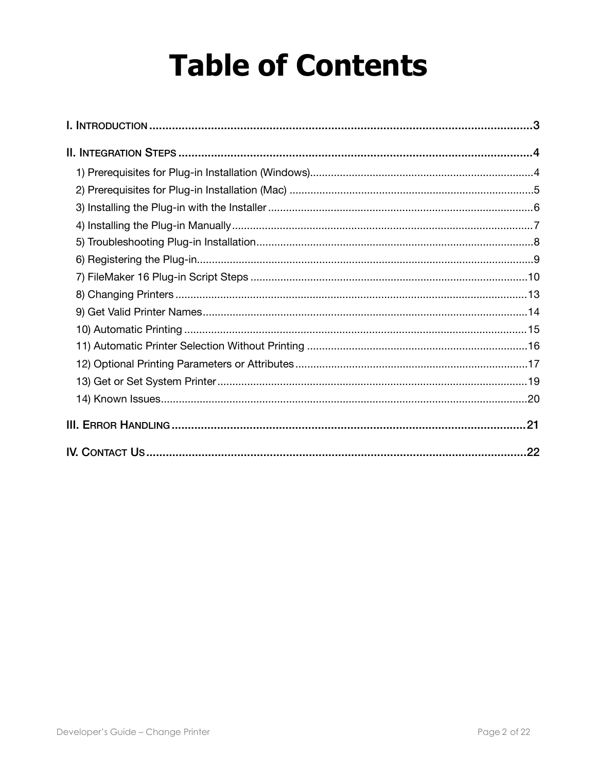# Table of Contents

I. Introduction ..... 3

II. Integration Steps ..... 4

- 1) Prerequisites for Plug-in Installation (Windows) ..... 4
- 2) Prerequisites for Plug-in Installation (Mac) ..... 5
- 3) Installing the Plug-in with the Installer ..... 6
- 4) Installing the Plug-in Manually ..... 7
- 5) Troubleshooting Plug-in Installation ..... 8
- 6) Registering the Plug-in ..... 9
- 7) FileMaker 16 Plug-in Script Steps ..... 10
- 8) Changing Printers ..... 13
- 9) Get Valid Printer Names ..... 14
- 10) Automatic Printing ..... 15
- 11) Automatic Printer Selection Without Printing ..... 16
- 12) Optional Printing Parameters or Attributes ..... 17
- 13) Get or Set System Printer ..... 19
- 14) Known Issues ..... 20

III. Error Handling ..... 21

IV. Contact Us ..... 22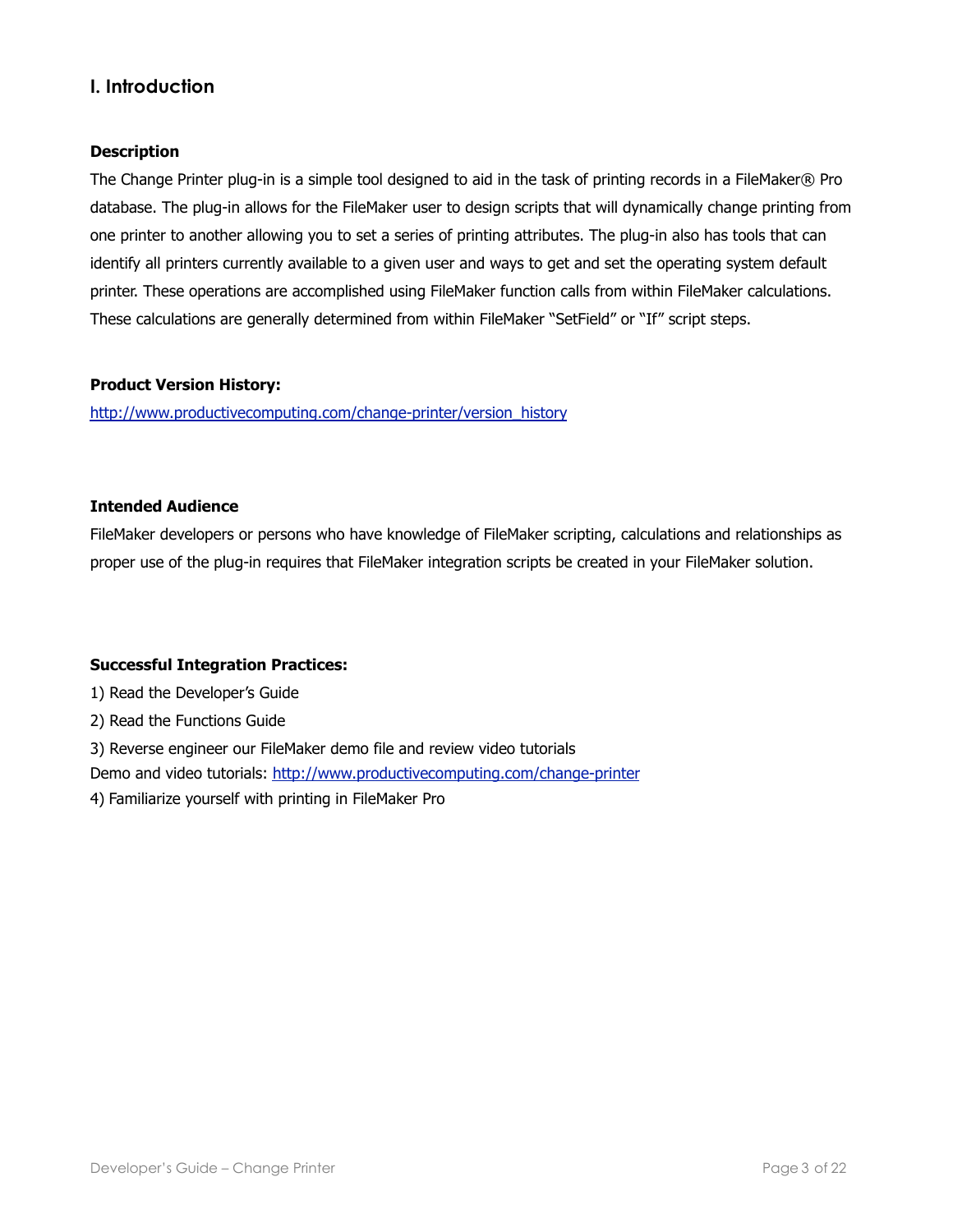## I. Introduction

**Description**

The Change Printer plug-in is a simple tool designed to aid in the task of printing records in a FileMaker® Pro database. The plug-in allows for the FileMaker user to design scripts that will dynamically change printing from one printer to another allowing you to set a series of printing attributes. The plug-in also has tools that can identify all printers currently available to a given user and ways to get and set the operating system default printer. These operations are accomplished using FileMaker function calls from within FileMaker calculations. These calculations are generally determined from within FileMaker "SetField" or "If" script steps.

**Product Version History:**

http://www.productivecomputing.com/change-printer/version_history

**Intended Audience**

FileMaker developers or persons who have knowledge of FileMaker scripting, calculations and relationships as proper use of the plug-in requires that FileMaker integration scripts be created in your FileMaker solution.

**Successful Integration Practices:**

1) Read the Developer's Guide

2) Read the Functions Guide

3) Reverse engineer our FileMaker demo file and review video tutorials

Demo and video tutorials: http://www.productivecomputing.com/change-printer

4) Familiarize yourself with printing in FileMaker Pro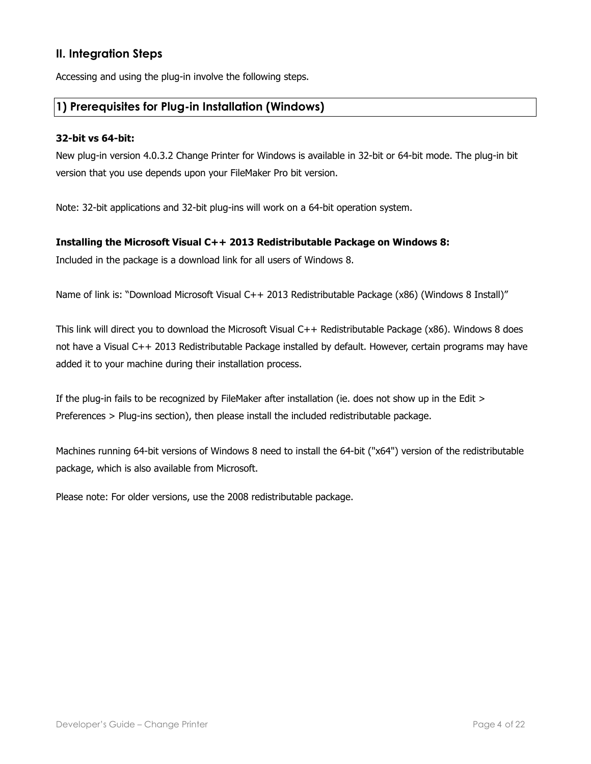## II. Integration Steps

Accessing and using the plug-in involve the following steps.

### 1) Prerequisites for Plug-in Installation (Windows)

**32-bit vs 64-bit:**

New plug-in version 4.0.3.2 Change Printer for Windows is available in 32-bit or 64-bit mode. The plug-in bit version that you use depends upon your FileMaker Pro bit version.

Note: 32-bit applications and 32-bit plug-ins will work on a 64-bit operation system.

**Installing the Microsoft Visual C++ 2013 Redistributable Package on Windows 8:**

Included in the package is a download link for all users of Windows 8.

Name of link is: "Download Microsoft Visual C++ 2013 Redistributable Package (x86) (Windows 8 Install)"

This link will direct you to download the Microsoft Visual C++ Redistributable Package (x86). Windows 8 does not have a Visual C++ 2013 Redistributable Package installed by default. However, certain programs may have added it to your machine during their installation process.

If the plug-in fails to be recognized by FileMaker after installation (ie. does not show up in the Edit > Preferences > Plug-ins section), then please install the included redistributable package.

Machines running 64-bit versions of Windows 8 need to install the 64-bit ("x64") version of the redistributable package, which is also available from Microsoft.

Please note: For older versions, use the 2008 redistributable package.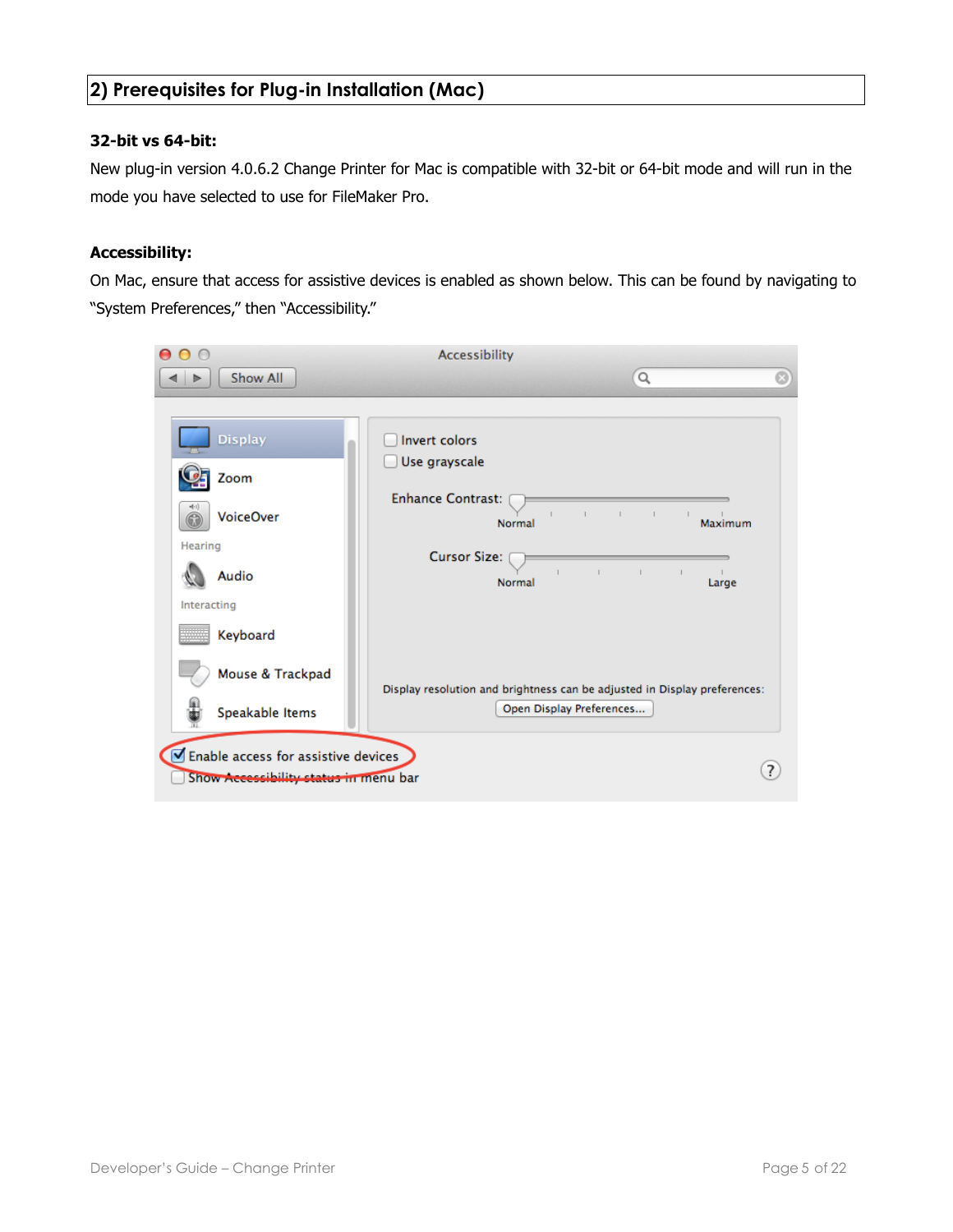## 2) Prerequisites for Plug-in Installation (Mac)

**32-bit vs 64-bit:**

New plug-in version 4.0.6.2 Change Printer for Mac is compatible with 32-bit or 64-bit mode and will run in the mode you have selected to use for FileMaker Pro.

**Accessibility:**

On Mac, ensure that access for assistive devices is enabled as shown below. This can be found by navigating to "System Preferences," then "Accessibility."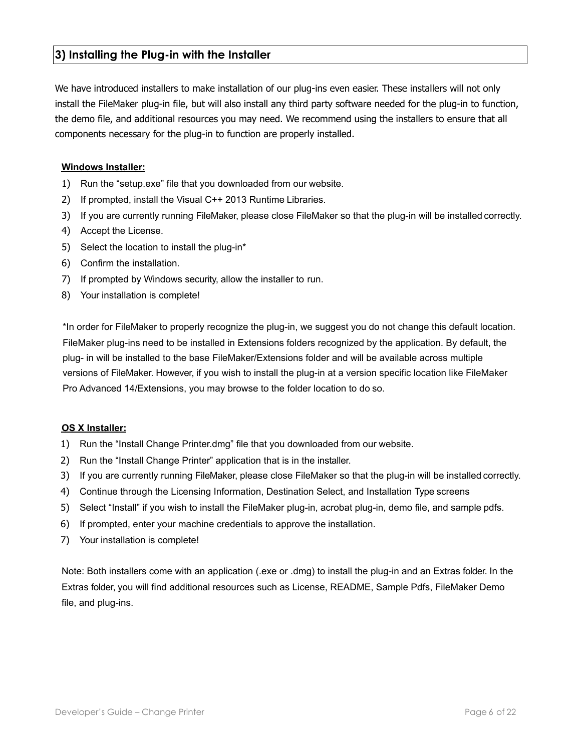## 3) Installing the Plug-in with the Installer

We have introduced installers to make installation of our plug-ins even easier. These installers will not only install the FileMaker plug-in file, but will also install any third party software needed for the plug-in to function, the demo file, and additional resources you may need. We recommend using the installers to ensure that all components necessary for the plug-in to function are properly installed.

**Windows Installer:**

1) Run the "setup.exe" file that you downloaded from our website.
2) If prompted, install the Visual C++ 2013 Runtime Libraries.
3) If you are currently running FileMaker, please close FileMaker so that the plug-in will be installed correctly.
4) Accept the License.
5) Select the location to install the plug-in*
6) Confirm the installation.
7) If prompted by Windows security, allow the installer to run.
8) Your installation is complete!

*In order for FileMaker to properly recognize the plug-in, we suggest you do not change this default location. FileMaker plug-ins need to be installed in Extensions folders recognized by the application. By default, the plug- in will be installed to the base FileMaker/Extensions folder and will be available across multiple versions of FileMaker. However, if you wish to install the plug-in at a version specific location like FileMaker Pro Advanced 14/Extensions, you may browse to the folder location to do so.

**OS X Installer:**

1) Run the "Install Change Printer.dmg" file that you downloaded from our website.
2) Run the "Install Change Printer" application that is in the installer.
3) If you are currently running FileMaker, please close FileMaker so that the plug-in will be installed correctly.
4) Continue through the Licensing Information, Destination Select, and Installation Type screens
5) Select "Install" if you wish to install the FileMaker plug-in, acrobat plug-in, demo file, and sample pdfs.
6) If prompted, enter your machine credentials to approve the installation.
7) Your installation is complete!

Note: Both installers come with an application (.exe or .dmg) to install the plug-in and an Extras folder. In the Extras folder, you will find additional resources such as License, README, Sample Pdfs, FileMaker Demo file, and plug-ins.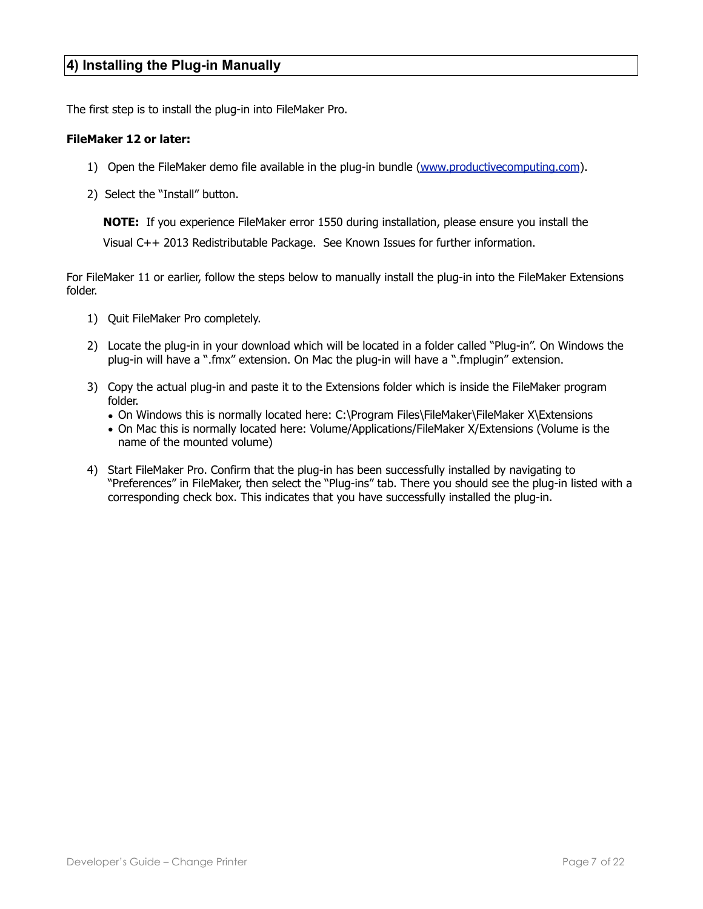## 4) Installing the Plug-in Manually

The first step is to install the plug-in into FileMaker Pro.

**FileMaker 12 or later:**

1) Open the FileMaker demo file available in the plug-in bundle (www.productivecomputing.com).
2) Select the "Install" button.

   **NOTE:** If you experience FileMaker error 1550 during installation, please ensure you install the Visual C++ 2013 Redistributable Package. See Known Issues for further information.

For FileMaker 11 or earlier, follow the steps below to manually install the plug-in into the FileMaker Extensions folder.

1) Quit FileMaker Pro completely.
2) Locate the plug-in in your download which will be located in a folder called "Plug-in". On Windows the plug-in will have a ".fmx" extension. On Mac the plug-in will have a ".fmplugin" extension.
3) Copy the actual plug-in and paste it to the Extensions folder which is inside the FileMaker program folder.
   - On Windows this is normally located here: C:\Program Files\FileMaker\FileMaker X\Extensions
   - On Mac this is normally located here: Volume/Applications/FileMaker X/Extensions (Volume is the name of the mounted volume)
4) Start FileMaker Pro. Confirm that the plug-in has been successfully installed by navigating to "Preferences" in FileMaker, then select the "Plug-ins" tab. There you should see the plug-in listed with a corresponding check box. This indicates that you have successfully installed the plug-in.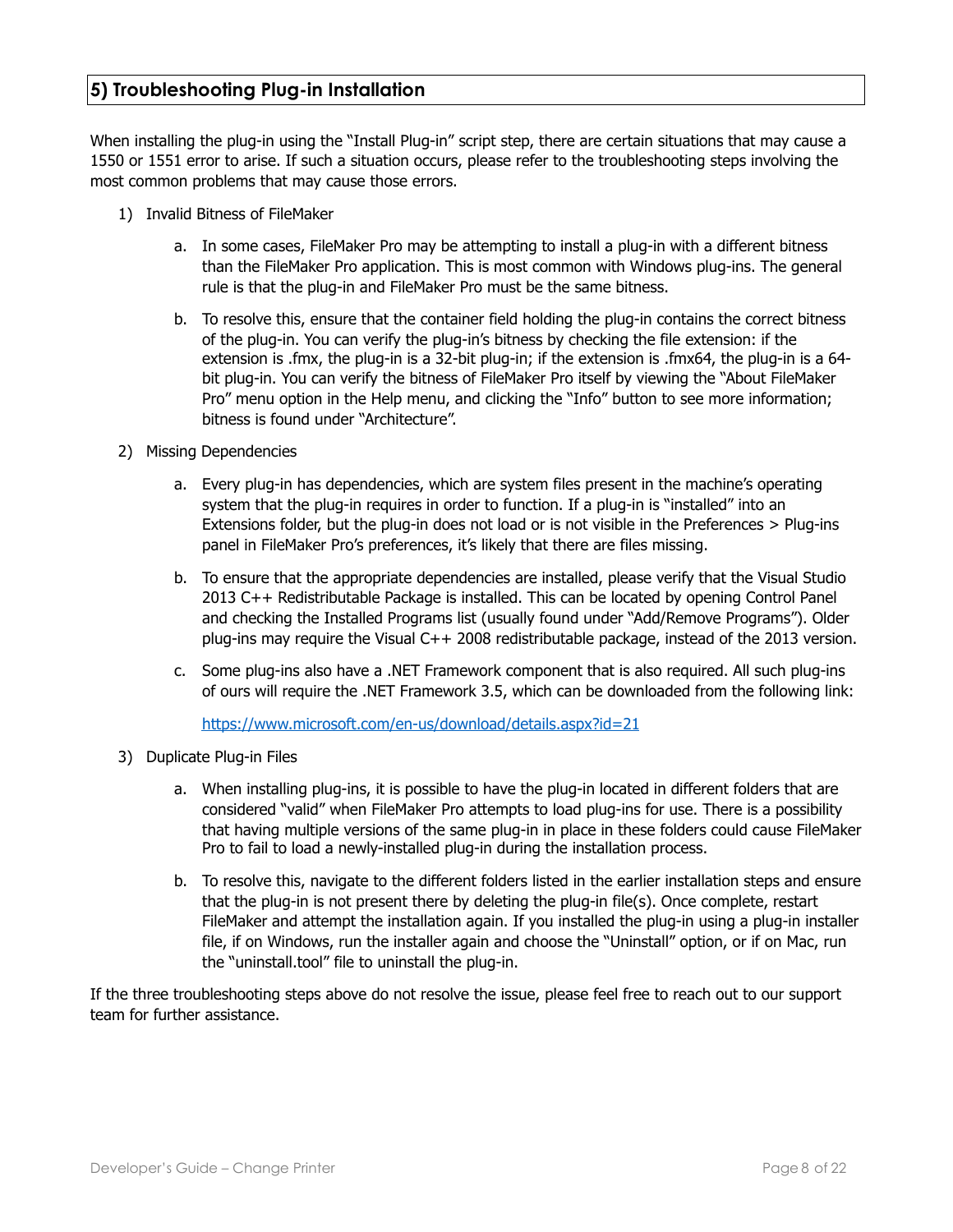## 5) Troubleshooting Plug-in Installation

When installing the plug-in using the "Install Plug-in" script step, there are certain situations that may cause a 1550 or 1551 error to arise. If such a situation occurs, please refer to the troubleshooting steps involving the most common problems that may cause those errors.

1) Invalid Bitness of FileMaker
    a. In some cases, FileMaker Pro may be attempting to install a plug-in with a different bitness than the FileMaker Pro application. This is most common with Windows plug-ins. The general rule is that the plug-in and FileMaker Pro must be the same bitness.
    b. To resolve this, ensure that the container field holding the plug-in contains the correct bitness of the plug-in. You can verify the plug-in's bitness by checking the file extension: if the extension is .fmx, the plug-in is a 32-bit plug-in; if the extension is .fmx64, the plug-in is a 64-bit plug-in. You can verify the bitness of FileMaker Pro itself by viewing the "About FileMaker Pro" menu option in the Help menu, and clicking the "Info" button to see more information; bitness is found under "Architecture".
2) Missing Dependencies
    a. Every plug-in has dependencies, which are system files present in the machine's operating system that the plug-in requires in order to function. If a plug-in is "installed" into an Extensions folder, but the plug-in does not load or is not visible in the Preferences > Plug-ins panel in FileMaker Pro's preferences, it's likely that there are files missing.
    b. To ensure that the appropriate dependencies are installed, please verify that the Visual Studio 2013 C++ Redistributable Package is installed. This can be located by opening Control Panel and checking the Installed Programs list (usually found under "Add/Remove Programs"). Older plug-ins may require the Visual C++ 2008 redistributable package, instead of the 2013 version.
    c. Some plug-ins also have a .NET Framework component that is also required. All such plug-ins of ours will require the .NET Framework 3.5, which can be downloaded from the following link:

       https://www.microsoft.com/en-us/download/details.aspx?id=21
3) Duplicate Plug-in Files
    a. When installing plug-ins, it is possible to have the plug-in located in different folders that are considered "valid" when FileMaker Pro attempts to load plug-ins for use. There is a possibility that having multiple versions of the same plug-in in place in these folders could cause FileMaker Pro to fail to load a newly-installed plug-in during the installation process.
    b. To resolve this, navigate to the different folders listed in the earlier installation steps and ensure that the plug-in is not present there by deleting the plug-in file(s). Once complete, restart FileMaker and attempt the installation again. If you installed the plug-in using a plug-in installer file, if on Windows, run the installer again and choose the "Uninstall" option, or if on Mac, run the "uninstall.tool" file to uninstall the plug-in.

If the three troubleshooting steps above do not resolve the issue, please feel free to reach out to our support team for further assistance.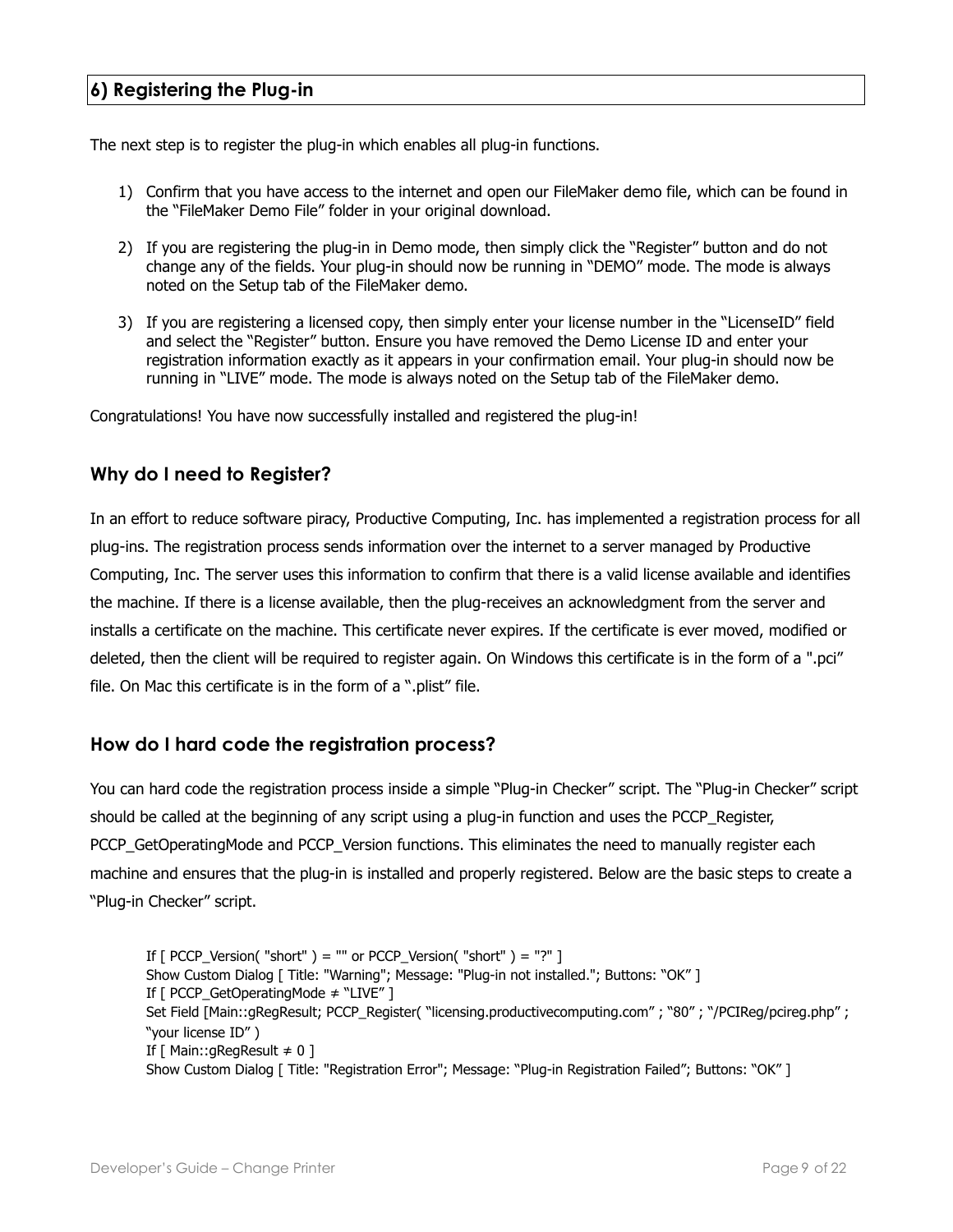## 6) Registering the Plug-in

The next step is to register the plug-in which enables all plug-in functions.

1) Confirm that you have access to the internet and open our FileMaker demo file, which can be found in the "FileMaker Demo File" folder in your original download.

2) If you are registering the plug-in in Demo mode, then simply click the "Register" button and do not change any of the fields. Your plug-in should now be running in "DEMO" mode. The mode is always noted on the Setup tab of the FileMaker demo.

3) If you are registering a licensed copy, then simply enter your license number in the "LicenseID" field and select the "Register" button. Ensure you have removed the Demo License ID and enter your registration information exactly as it appears in your confirmation email. Your plug-in should now be running in "LIVE" mode. The mode is always noted on the Setup tab of the FileMaker demo.

Congratulations! You have now successfully installed and registered the plug-in!

### Why do I need to Register?

In an effort to reduce software piracy, Productive Computing, Inc. has implemented a registration process for all plug-ins. The registration process sends information over the internet to a server managed by Productive Computing, Inc. The server uses this information to confirm that there is a valid license available and identifies the machine. If there is a license available, then the plug-receives an acknowledgment from the server and installs a certificate on the machine. This certificate never expires. If the certificate is ever moved, modified or deleted, then the client will be required to register again. On Windows this certificate is in the form of a ".pci" file. On Mac this certificate is in the form of a ".plist" file.

### How do I hard code the registration process?

You can hard code the registration process inside a simple "Plug-in Checker" script. The "Plug-in Checker" script should be called at the beginning of any script using a plug-in function and uses the PCCP_Register, PCCP_GetOperatingMode and PCCP_Version functions. This eliminates the need to manually register each machine and ensures that the plug-in is installed and properly registered. Below are the basic steps to create a "Plug-in Checker" script.

```
If [ PCCP_Version( "short" ) = "" or PCCP_Version( "short" ) = "?" ]
Show Custom Dialog [ Title: "Warning"; Message: "Plug-in not installed."; Buttons: "OK" ]
If [ PCCP_GetOperatingMode ≠ "LIVE" ]
Set Field [Main::gRegResult; PCCP_Register( "licensing.productivecomputing.com" ; "80" ; "/PCIReg/pcireg.php" ;
"your license ID" )
If [ Main::gRegResult ≠ 0 ]
Show Custom Dialog [ Title: "Registration Error"; Message: "Plug-in Registration Failed"; Buttons: "OK" ]
```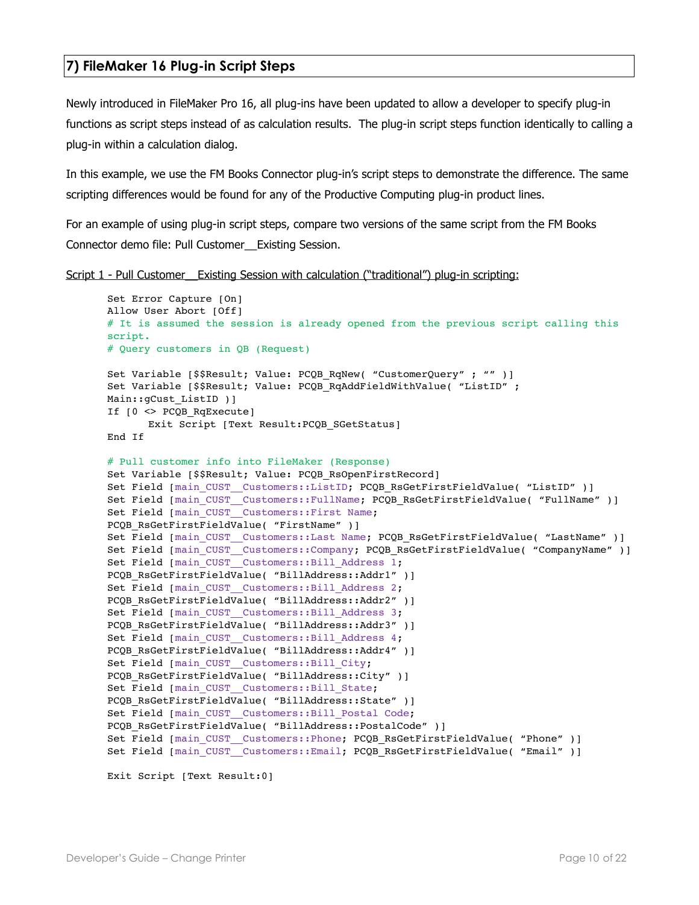## 7) FileMaker 16 Plug-in Script Steps

Newly introduced in FileMaker Pro 16, all plug-ins have been updated to allow a developer to specify plug-in functions as script steps instead of as calculation results. The plug-in script steps function identically to calling a plug-in within a calculation dialog.

In this example, we use the FM Books Connector plug-in's script steps to demonstrate the difference. The same scripting differences would be found for any of the Productive Computing plug-in product lines.

For an example of using plug-in script steps, compare two versions of the same script from the FM Books Connector demo file: Pull Customer__Existing Session.

Script 1 - Pull Customer__Existing Session with calculation ("traditional") plug-in scripting:

```
Set Error Capture [On]
Allow User Abort [Off]
# It is assumed the session is already opened from the previous script calling this
script.
# Query customers in QB (Request)

Set Variable [$$Result; Value: PCQB_RqNew( "CustomerQuery" ; "" )]
Set Variable [$$Result; Value: PCQB_RqAddFieldWithValue( "ListID" ;
Main::gCust_ListID )]
If [0 <> PCQB_RqExecute]
      Exit Script [Text Result:PCQB_SGetStatus]
End If

# Pull customer info into FileMaker (Response)
Set Variable [$$Result; Value: PCQB_RsOpenFirstRecord]
Set Field [main_CUST__Customers::ListID; PCQB_RsGetFirstFieldValue( "ListID" )]
Set Field [main_CUST__Customers::FullName; PCQB_RsGetFirstFieldValue( "FullName" )]
Set Field [main_CUST__Customers::First Name;
PCQB_RsGetFirstFieldValue( "FirstName" )]
Set Field [main_CUST__Customers::Last Name; PCQB_RsGetFirstFieldValue( "LastName" )]
Set Field [main_CUST__Customers::Company; PCQB_RsGetFirstFieldValue( "CompanyName" )]
Set Field [main_CUST__Customers::Bill_Address 1;
PCQB_RsGetFirstFieldValue( "BillAddress::Addr1" )]
Set Field [main_CUST__Customers::Bill_Address 2;
PCQB_RsGetFirstFieldValue( "BillAddress::Addr2" )]
Set Field [main_CUST__Customers::Bill_Address 3;
PCQB_RsGetFirstFieldValue( "BillAddress::Addr3" )]
Set Field [main_CUST__Customers::Bill_Address 4;
PCQB_RsGetFirstFieldValue( "BillAddress::Addr4" )]
Set Field [main_CUST__Customers::Bill_City;
PCQB_RsGetFirstFieldValue( "BillAddress::City" )]
Set Field [main_CUST__Customers::Bill_State;
PCQB_RsGetFirstFieldValue( "BillAddress::State" )]
Set Field [main_CUST__Customers::Bill_Postal Code;
PCQB_RsGetFirstFieldValue( "BillAddress::PostalCode" )]
Set Field [main_CUST__Customers::Phone; PCQB_RsGetFirstFieldValue( "Phone" )]
Set Field [main_CUST__Customers::Email; PCQB_RsGetFirstFieldValue( "Email" )]

Exit Script [Text Result:0]
```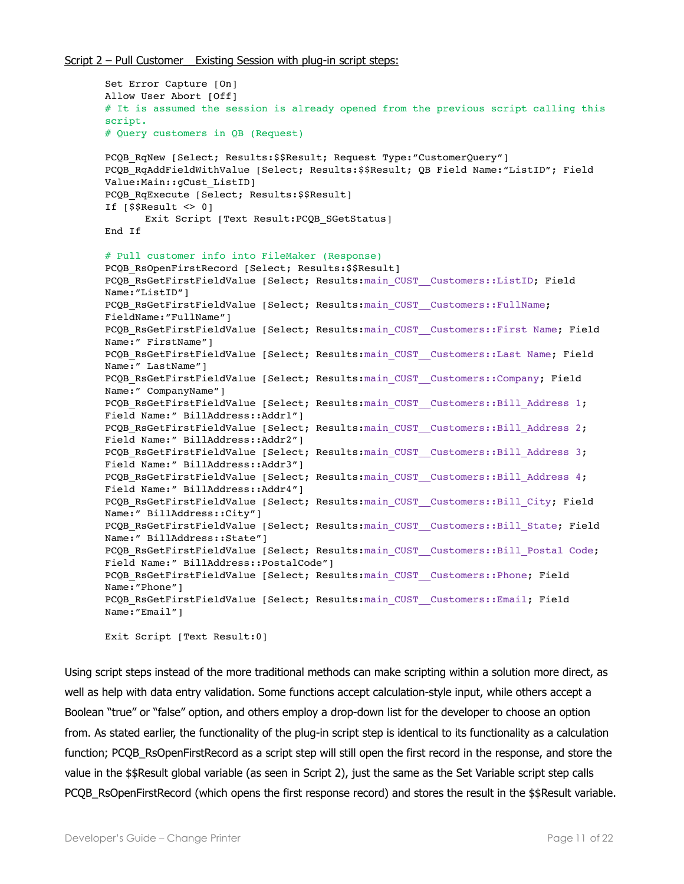Script 2 – Pull Customer__Existing Session with plug-in script steps:

```
Set Error Capture [On]
Allow User Abort [Off]
# It is assumed the session is already opened from the previous script calling this script.
# Query customers in QB (Request)

PCQB_RqNew [Select; Results:$$Result; Request Type:"CustomerQuery"]
PCQB_RqAddFieldWithValue [Select; Results:$$Result; QB Field Name:"ListID"; Field Value:Main::gCust_ListID]
PCQB_RqExecute [Select; Results:$$Result]
If [$$Result <> 0]
      Exit Script [Text Result:PCQB_SGetStatus]
End If

# Pull customer info into FileMaker (Response)
PCQB_RsOpenFirstRecord [Select; Results:$$Result]
PCQB_RsGetFirstFieldValue [Select; Results:main_CUST__Customers::ListID; Field Name:"ListID"]
PCQB_RsGetFirstFieldValue [Select; Results:main_CUST__Customers::FullName; FieldName:"FullName"]
PCQB_RsGetFirstFieldValue [Select; Results:main_CUST__Customers::First Name; Field Name:" FirstName"]
PCQB_RsGetFirstFieldValue [Select; Results:main_CUST__Customers::Last Name; Field Name:" LastName"]
PCQB_RsGetFirstFieldValue [Select; Results:main_CUST__Customers::Company; Field Name:" CompanyName"]
PCQB_RsGetFirstFieldValue [Select; Results:main_CUST__Customers::Bill_Address 1; Field Name:" BillAddress::Addr1"]
PCQB_RsGetFirstFieldValue [Select; Results:main_CUST__Customers::Bill_Address 2; Field Name:" BillAddress::Addr2"]
PCQB_RsGetFirstFieldValue [Select; Results:main_CUST__Customers::Bill_Address 3; Field Name:" BillAddress::Addr3"]
PCQB_RsGetFirstFieldValue [Select; Results:main_CUST__Customers::Bill_Address 4; Field Name:" BillAddress::Addr4"]
PCQB_RsGetFirstFieldValue [Select; Results:main_CUST__Customers::Bill_City; Field Name:" BillAddress::City"]
PCQB_RsGetFirstFieldValue [Select; Results:main_CUST__Customers::Bill_State; Field Name:" BillAddress::State"]
PCQB_RsGetFirstFieldValue [Select; Results:main_CUST__Customers::Bill_Postal Code; Field Name:" BillAddress::PostalCode"]
PCQB_RsGetFirstFieldValue [Select; Results:main_CUST__Customers::Phone; Field Name:"Phone"]
PCQB_RsGetFirstFieldValue [Select; Results:main_CUST__Customers::Email; Field Name:"Email"]

Exit Script [Text Result:0]
```

Using script steps instead of the more traditional methods can make scripting within a solution more direct, as well as help with data entry validation. Some functions accept calculation-style input, while others accept a Boolean "true" or "false" option, and others employ a drop-down list for the developer to choose an option from. As stated earlier, the functionality of the plug-in script step is identical to its functionality as a calculation function; PCQB_RsOpenFirstRecord as a script step will still open the first record in the response, and store the value in the $$Result global variable (as seen in Script 2), just the same as the Set Variable script step calls PCQB_RsOpenFirstRecord (which opens the first response record) and stores the result in the $$Result variable.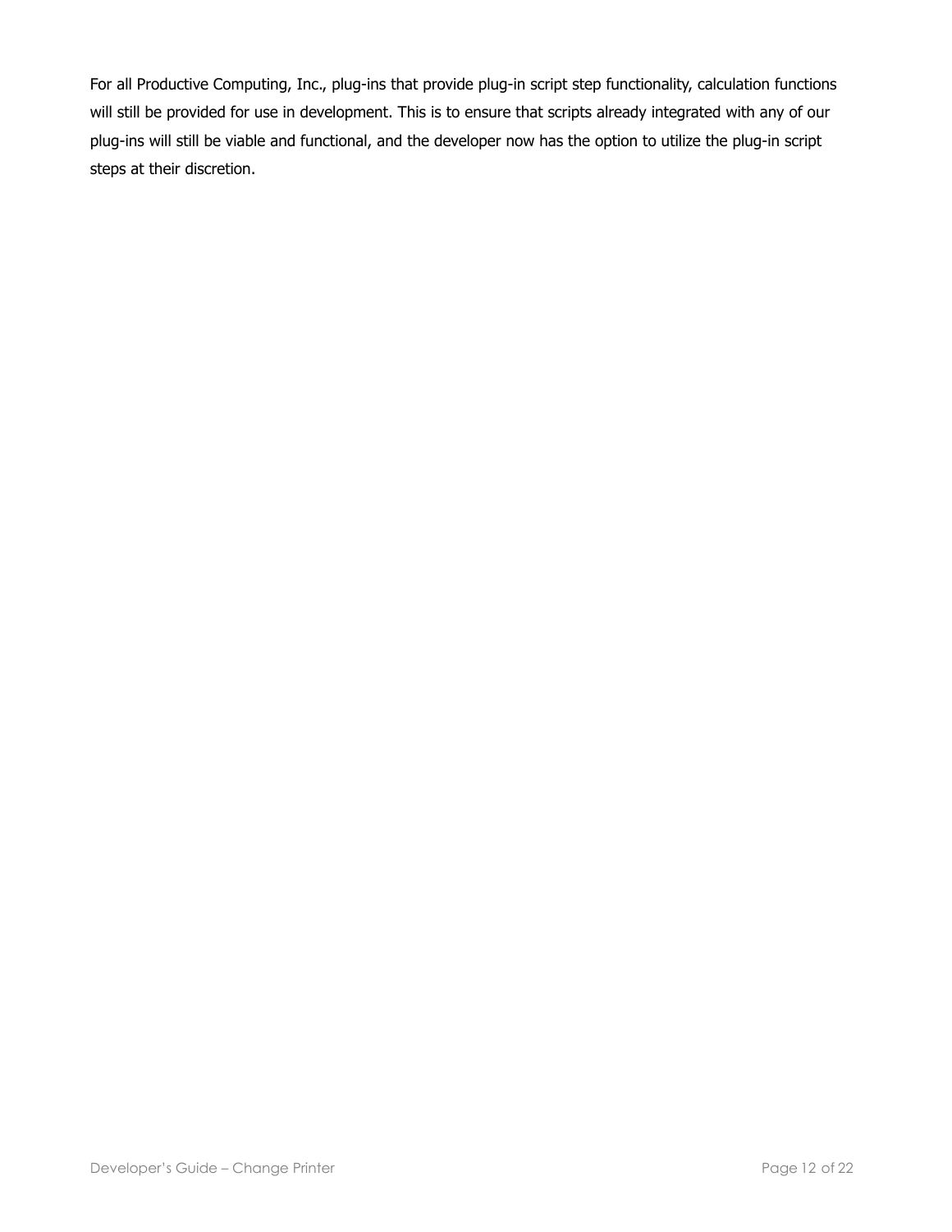For all Productive Computing, Inc., plug-ins that provide plug-in script step functionality, calculation functions will still be provided for use in development. This is to ensure that scripts already integrated with any of our plug-ins will still be viable and functional, and the developer now has the option to utilize the plug-in script steps at their discretion.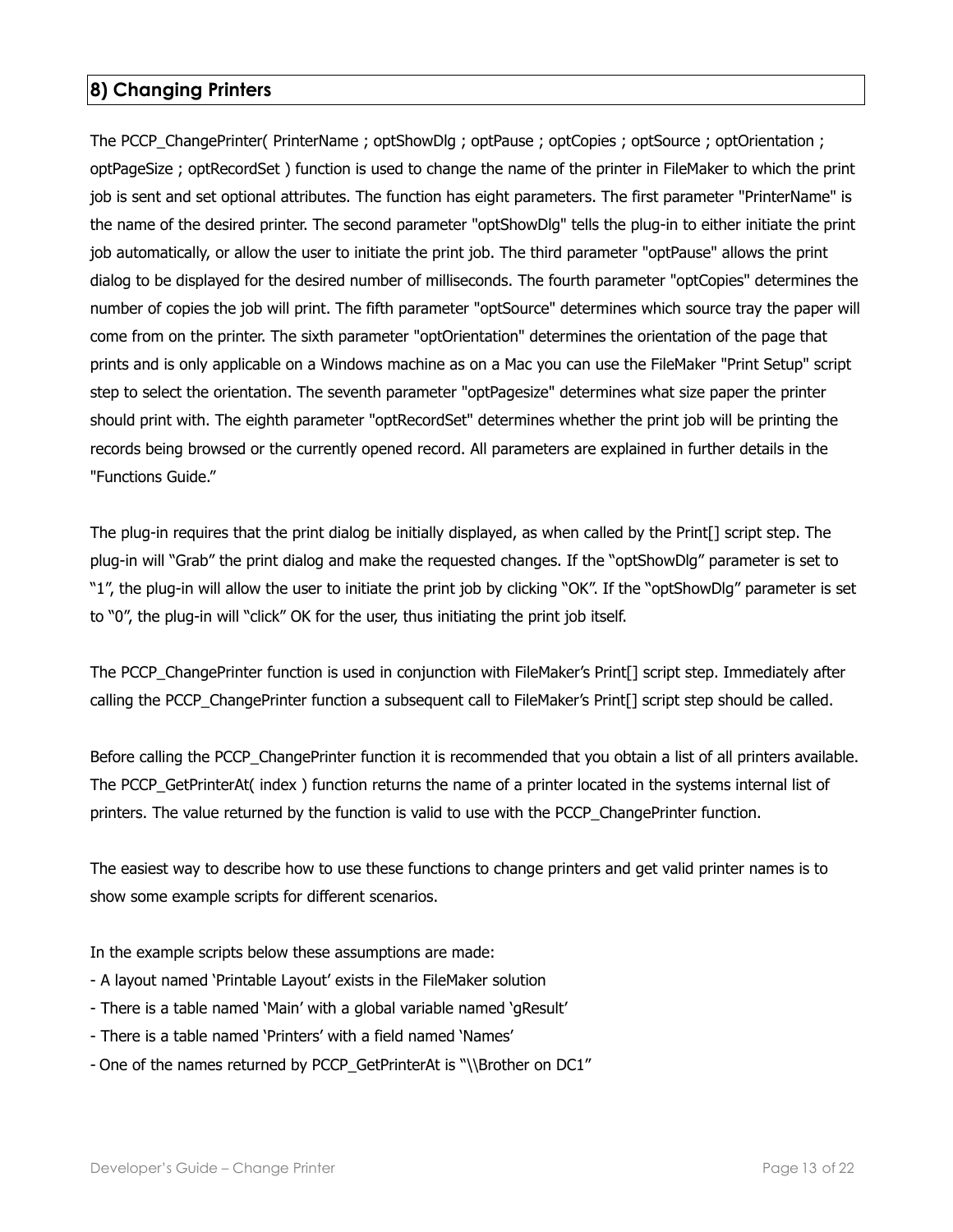## 8) Changing Printers

The PCCP_ChangePrinter( PrinterName ; optShowDlg ; optPause ; optCopies ; optSource ; optOrientation ; optPageSize ; optRecordSet ) function is used to change the name of the printer in FileMaker to which the print job is sent and set optional attributes. The function has eight parameters. The first parameter "PrinterName" is the name of the desired printer. The second parameter "optShowDlg" tells the plug-in to either initiate the print job automatically, or allow the user to initiate the print job. The third parameter "optPause" allows the print dialog to be displayed for the desired number of milliseconds. The fourth parameter "optCopies" determines the number of copies the job will print. The fifth parameter "optSource" determines which source tray the paper will come from on the printer. The sixth parameter "optOrientation" determines the orientation of the page that prints and is only applicable on a Windows machine as on a Mac you can use the FileMaker "Print Setup" script step to select the orientation. The seventh parameter "optPagesize" determines what size paper the printer should print with. The eighth parameter "optRecordSet" determines whether the print job will be printing the records being browsed or the currently opened record. All parameters are explained in further details in the "Functions Guide."

The plug-in requires that the print dialog be initially displayed, as when called by the Print[] script step. The plug-in will "Grab" the print dialog and make the requested changes. If the "optShowDlg" parameter is set to "1", the plug-in will allow the user to initiate the print job by clicking "OK". If the "optShowDlg" parameter is set to "0", the plug-in will "click" OK for the user, thus initiating the print job itself.

The PCCP_ChangePrinter function is used in conjunction with FileMaker's Print[] script step. Immediately after calling the PCCP_ChangePrinter function a subsequent call to FileMaker's Print[] script step should be called.

Before calling the PCCP_ChangePrinter function it is recommended that you obtain a list of all printers available. The PCCP_GetPrinterAt( index ) function returns the name of a printer located in the systems internal list of printers. The value returned by the function is valid to use with the PCCP_ChangePrinter function.

The easiest way to describe how to use these functions to change printers and get valid printer names is to show some example scripts for different scenarios.

In the example scripts below these assumptions are made:

- A layout named 'Printable Layout' exists in the FileMaker solution
- There is a table named 'Main' with a global variable named 'gResult'
- There is a table named 'Printers' with a field named 'Names'
- One of the names returned by PCCP_GetPrinterAt is "\\Brother on DC1"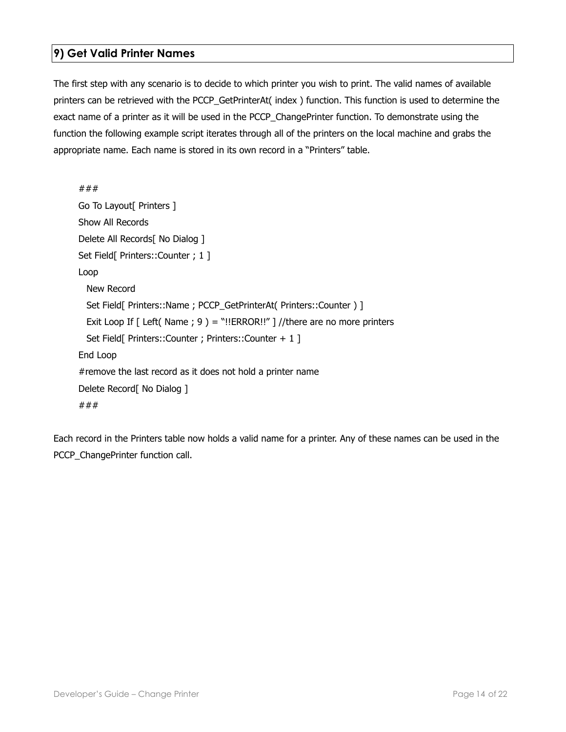## 9) Get Valid Printer Names

The first step with any scenario is to decide to which printer you wish to print. The valid names of available printers can be retrieved with the PCCP_GetPrinterAt( index ) function. This function is used to determine the exact name of a printer as it will be used in the PCCP_ChangePrinter function. To demonstrate using the function the following example script iterates through all of the printers on the local machine and grabs the appropriate name. Each name is stored in its own record in a "Printers" table.

```
###
Go To Layout[ Printers ]
Show All Records
Delete All Records[ No Dialog ]
Set Field[ Printers::Counter ; 1 ]
Loop
  New Record
  Set Field[ Printers::Name ; PCCP_GetPrinterAt( Printers::Counter ) ]
  Exit Loop If [ Left( Name ; 9 ) = "!!ERROR!!" ] //there are no more printers
  Set Field[ Printers::Counter ; Printers::Counter + 1 ]
End Loop
#remove the last record as it does not hold a printer name
Delete Record[ No Dialog ]
###
```

Each record in the Printers table now holds a valid name for a printer. Any of these names can be used in the PCCP_ChangePrinter function call.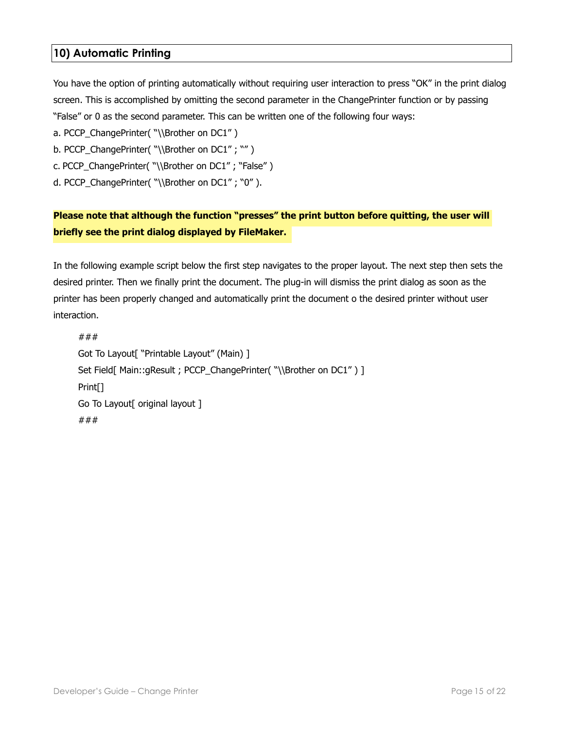## 10) Automatic Printing

You have the option of printing automatically without requiring user interaction to press “OK” in the print dialog screen. This is accomplished by omitting the second parameter in the ChangePrinter function or by passing “False” or 0 as the second parameter. This can be written one of the following four ways:

a. PCCP_ChangePrinter( “\\Brother on DC1” )
b. PCCP_ChangePrinter( “\\Brother on DC1” ; “” )
c. PCCP_ChangePrinter( “\\Brother on DC1” ; “False” )
d. PCCP_ChangePrinter( “\\Brother on DC1” ; “0” ).

**Please note that although the function “presses” the print button before quitting, the user will briefly see the print dialog displayed by FileMaker.**

In the following example script below the first step navigates to the proper layout. The next step then sets the desired printer. Then we finally print the document. The plug-in will dismiss the print dialog as soon as the printer has been properly changed and automatically print the document o the desired printer without user interaction.

```
###
Got To Layout[ “Printable Layout” (Main) ]
Set Field[ Main::gResult ; PCCP_ChangePrinter( “\\Brother on DC1” ) ]
Print[]
Go To Layout[ original layout ]
###
```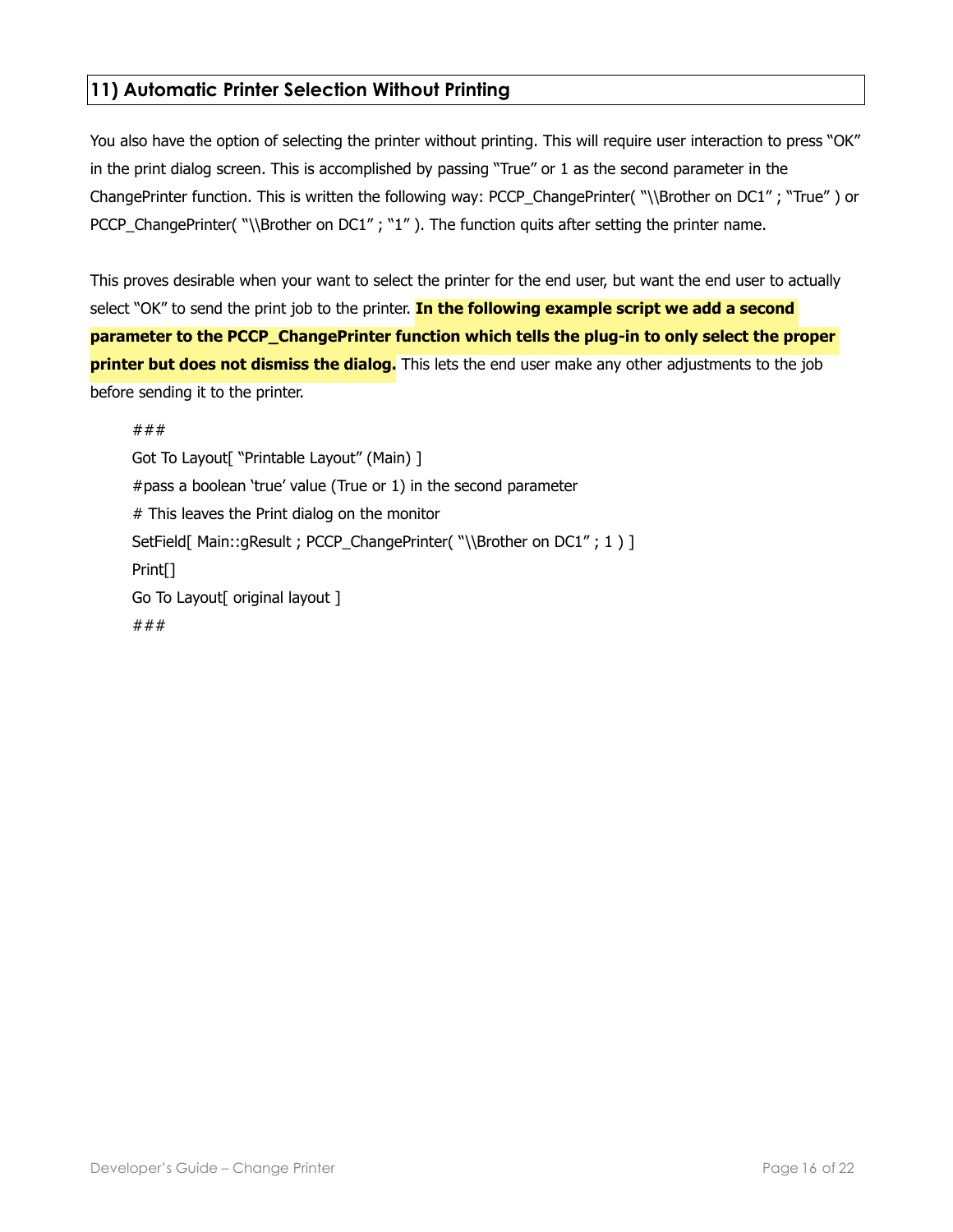## 11) Automatic Printer Selection Without Printing

You also have the option of selecting the printer without printing. This will require user interaction to press "OK" in the print dialog screen. This is accomplished by passing "True" or 1 as the second parameter in the ChangePrinter function. This is written the following way: PCCP_ChangePrinter( "\\Brother on DC1" ; "True" ) or PCCP_ChangePrinter( "\\Brother on DC1" ; "1" ). The function quits after setting the printer name.

This proves desirable when your want to select the printer for the end user, but want the end user to actually select "OK" to send the print job to the printer. **In the following example script we add a second parameter to the PCCP_ChangePrinter function which tells the plug-in to only select the proper printer but does not dismiss the dialog.** This lets the end user make any other adjustments to the job before sending it to the printer.

```
###
Got To Layout[ "Printable Layout" (Main) ]
#pass a boolean 'true' value (True or 1) in the second parameter
# This leaves the Print dialog on the monitor
SetField[ Main::gResult ; PCCP_ChangePrinter( "\\Brother on DC1" ; 1 ) ]
Print[]
Go To Layout[ original layout ]
###
```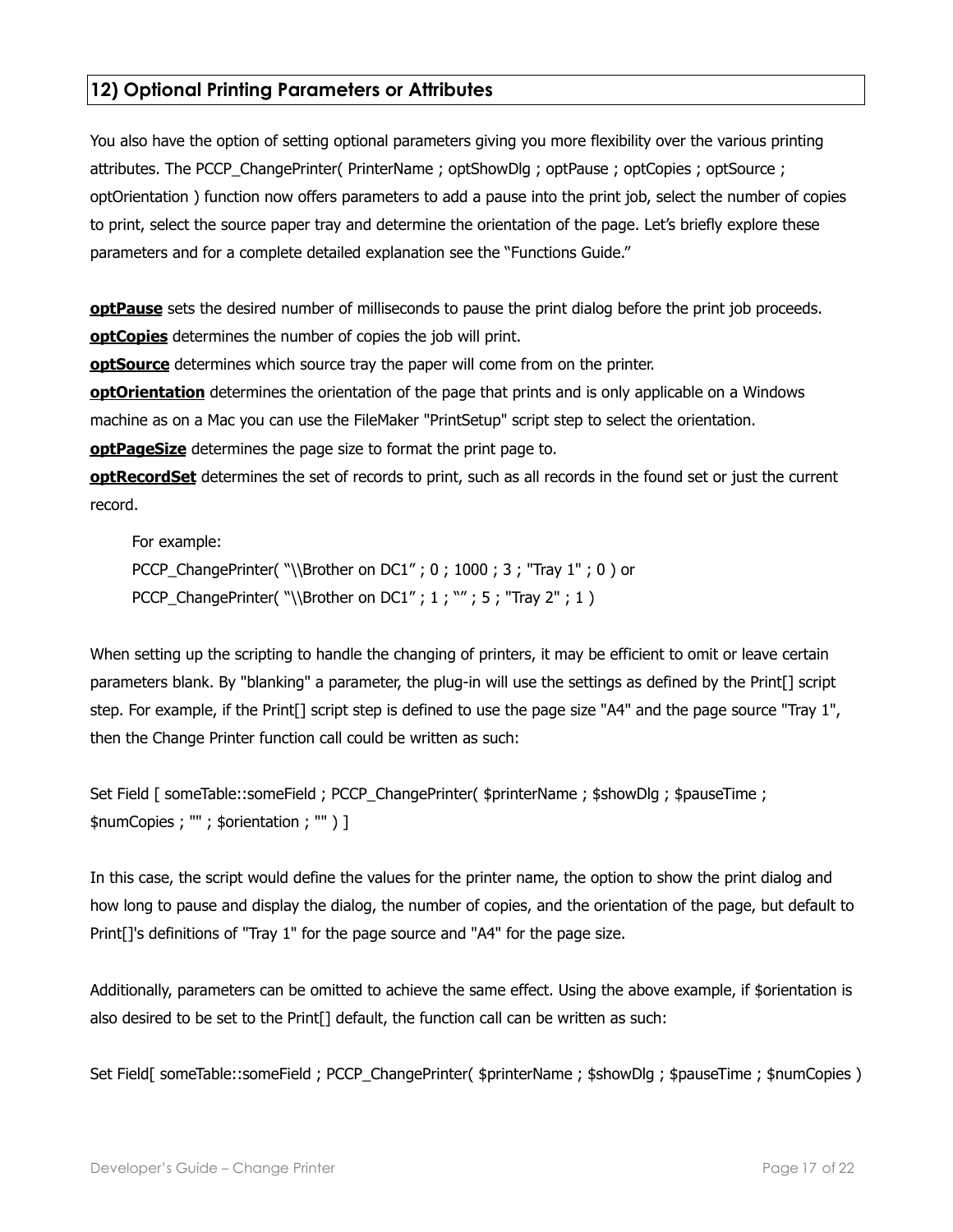## 12) Optional Printing Parameters or Attributes

You also have the option of setting optional parameters giving you more flexibility over the various printing attributes. The PCCP_ChangePrinter( PrinterName ; optShowDlg ; optPause ; optCopies ; optSource ; optOrientation ) function now offers parameters to add a pause into the print job, select the number of copies to print, select the source paper tray and determine the orientation of the page. Let's briefly explore these parameters and for a complete detailed explanation see the "Functions Guide."

**optPause** sets the desired number of milliseconds to pause the print dialog before the print job proceeds.
**optCopies** determines the number of copies the job will print.
**optSource** determines which source tray the paper will come from on the printer.
**optOrientation** determines the orientation of the page that prints and is only applicable on a Windows machine as on a Mac you can use the FileMaker "PrintSetup" script step to select the orientation.
**optPageSize** determines the page size to format the print page to.
**optRecordSet** determines the set of records to print, such as all records in the found set or just the current record.

For example:
PCCP_ChangePrinter( "\\Brother on DC1" ; 0 ; 1000 ; 3 ; "Tray 1" ; 0 ) or
PCCP_ChangePrinter( "\\Brother on DC1" ; 1 ; "" ; 5 ; "Tray 2" ; 1 )

When setting up the scripting to handle the changing of printers, it may be efficient to omit or leave certain parameters blank. By "blanking" a parameter, the plug-in will use the settings as defined by the Print[] script step. For example, if the Print[] script step is defined to use the page size "A4" and the page source "Tray 1", then the Change Printer function call could be written as such:

Set Field [ someTable::someField ; PCCP_ChangePrinter( $printerName ; $showDlg ; $pauseTime ; $numCopies ; "" ; $orientation ; "" ) ]

In this case, the script would define the values for the printer name, the option to show the print dialog and how long to pause and display the dialog, the number of copies, and the orientation of the page, but default to Print[]'s definitions of "Tray 1" for the page source and "A4" for the page size.

Additionally, parameters can be omitted to achieve the same effect. Using the above example, if $orientation is also desired to be set to the Print[] default, the function call can be written as such:

Set Field[ someTable::someField ; PCCP_ChangePrinter( $printerName ; $showDlg ; $pauseTime ; $numCopies )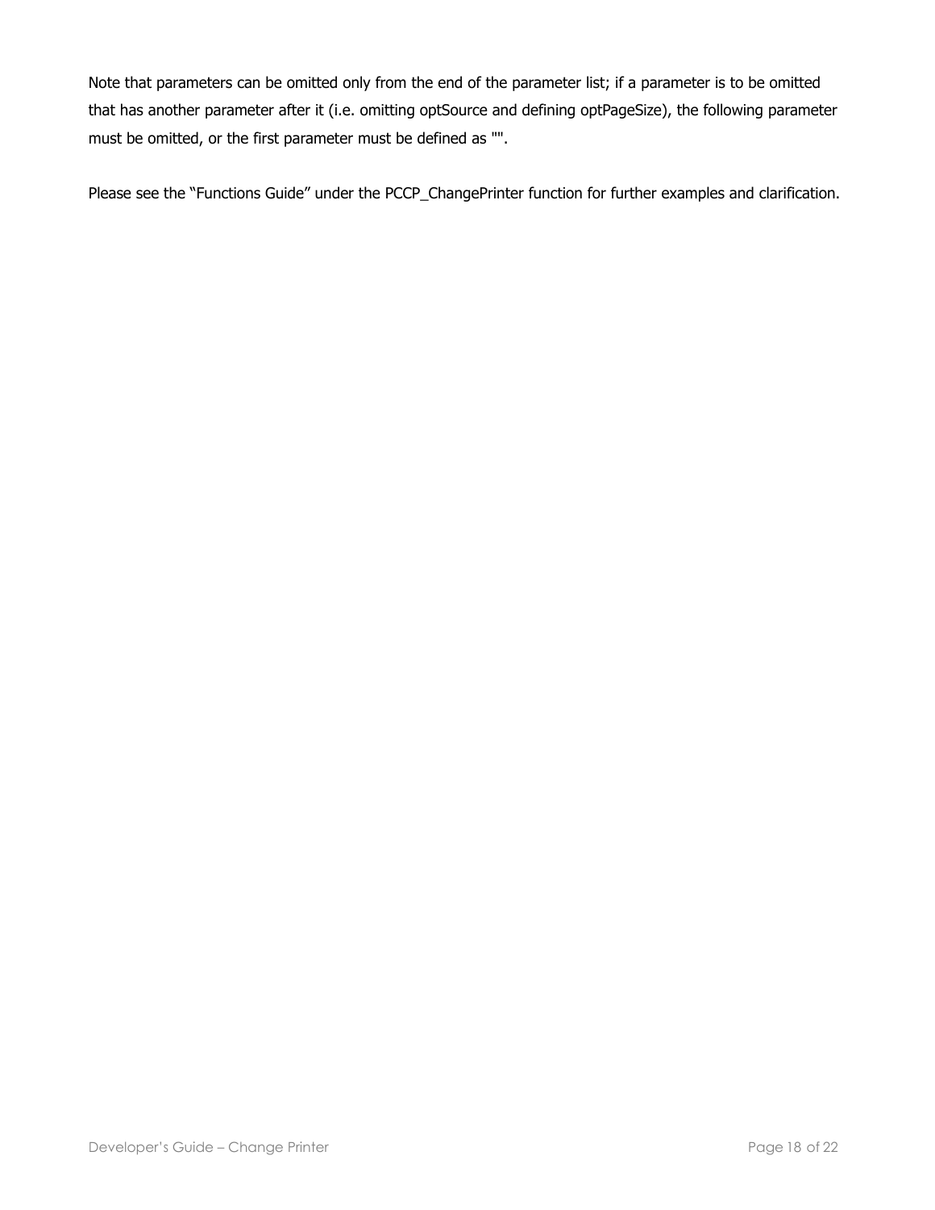Note that parameters can be omitted only from the end of the parameter list; if a parameter is to be omitted that has another parameter after it (i.e. omitting optSource and defining optPageSize), the following parameter must be omitted, or the first parameter must be defined as "".

Please see the "Functions Guide" under the PCCP_ChangePrinter function for further examples and clarification.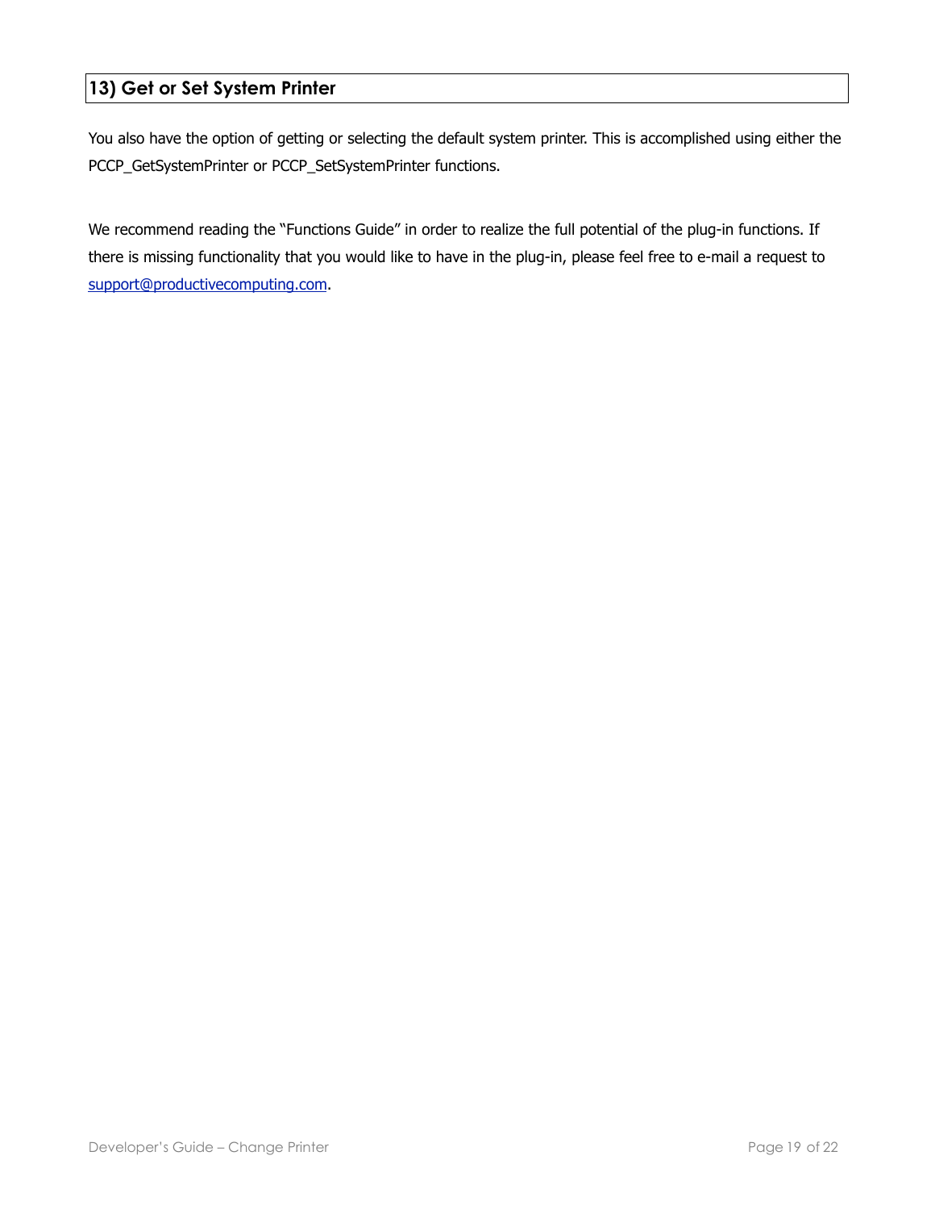## 13) Get or Set System Printer

You also have the option of getting or selecting the default system printer. This is accomplished using either the PCCP_GetSystemPrinter or PCCP_SetSystemPrinter functions.

We recommend reading the "Functions Guide" in order to realize the full potential of the plug-in functions. If there is missing functionality that you would like to have in the plug-in, please feel free to e-mail a request to support@productivecomputing.com.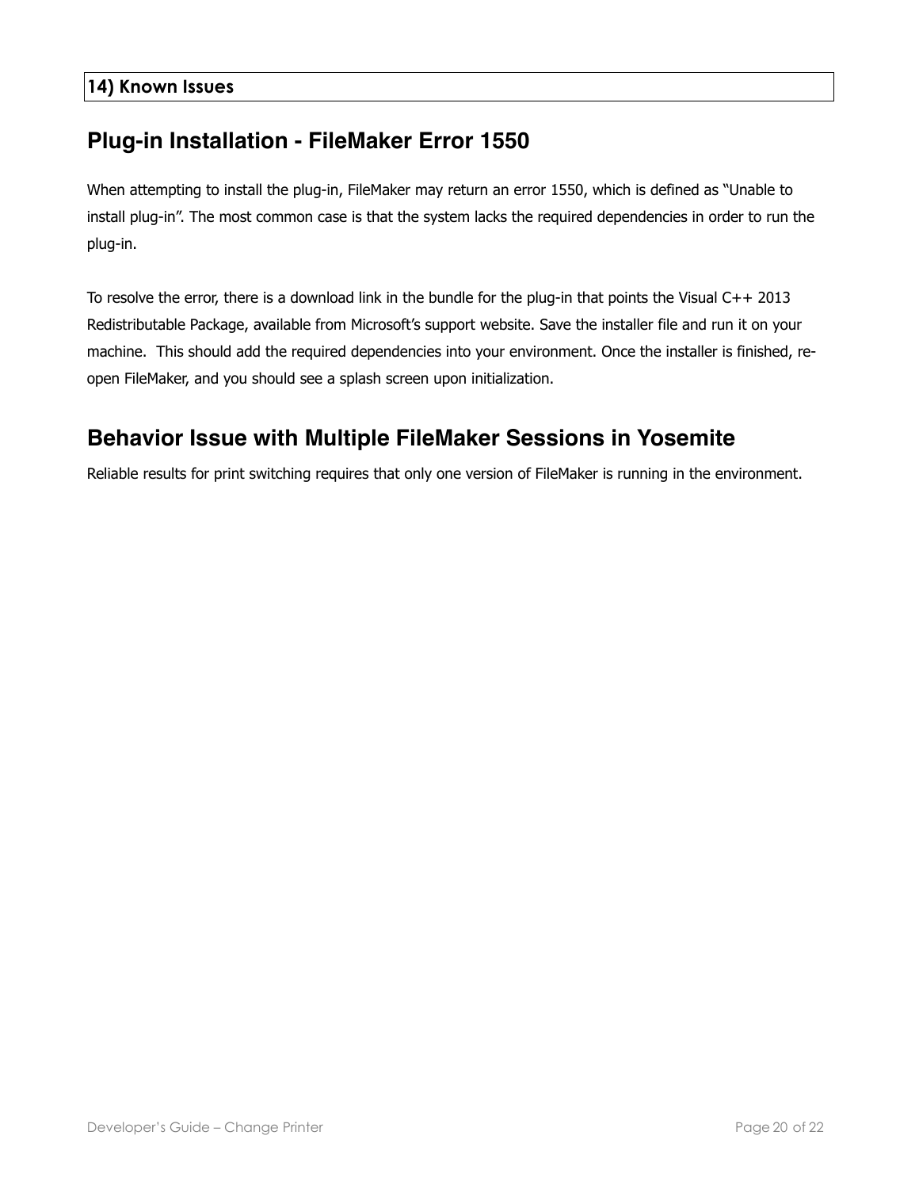## 14) Known Issues

### Plug-in Installation - FileMaker Error 1550

When attempting to install the plug-in, FileMaker may return an error 1550, which is defined as “Unable to install plug-in”. The most common case is that the system lacks the required dependencies in order to run the plug-in.

To resolve the error, there is a download link in the bundle for the plug-in that points the Visual C++ 2013 Redistributable Package, available from Microsoft’s support website. Save the installer file and run it on your machine. This should add the required dependencies into your environment. Once the installer is finished, re-open FileMaker, and you should see a splash screen upon initialization.

### Behavior Issue with Multiple FileMaker Sessions in Yosemite

Reliable results for print switching requires that only one version of FileMaker is running in the environment.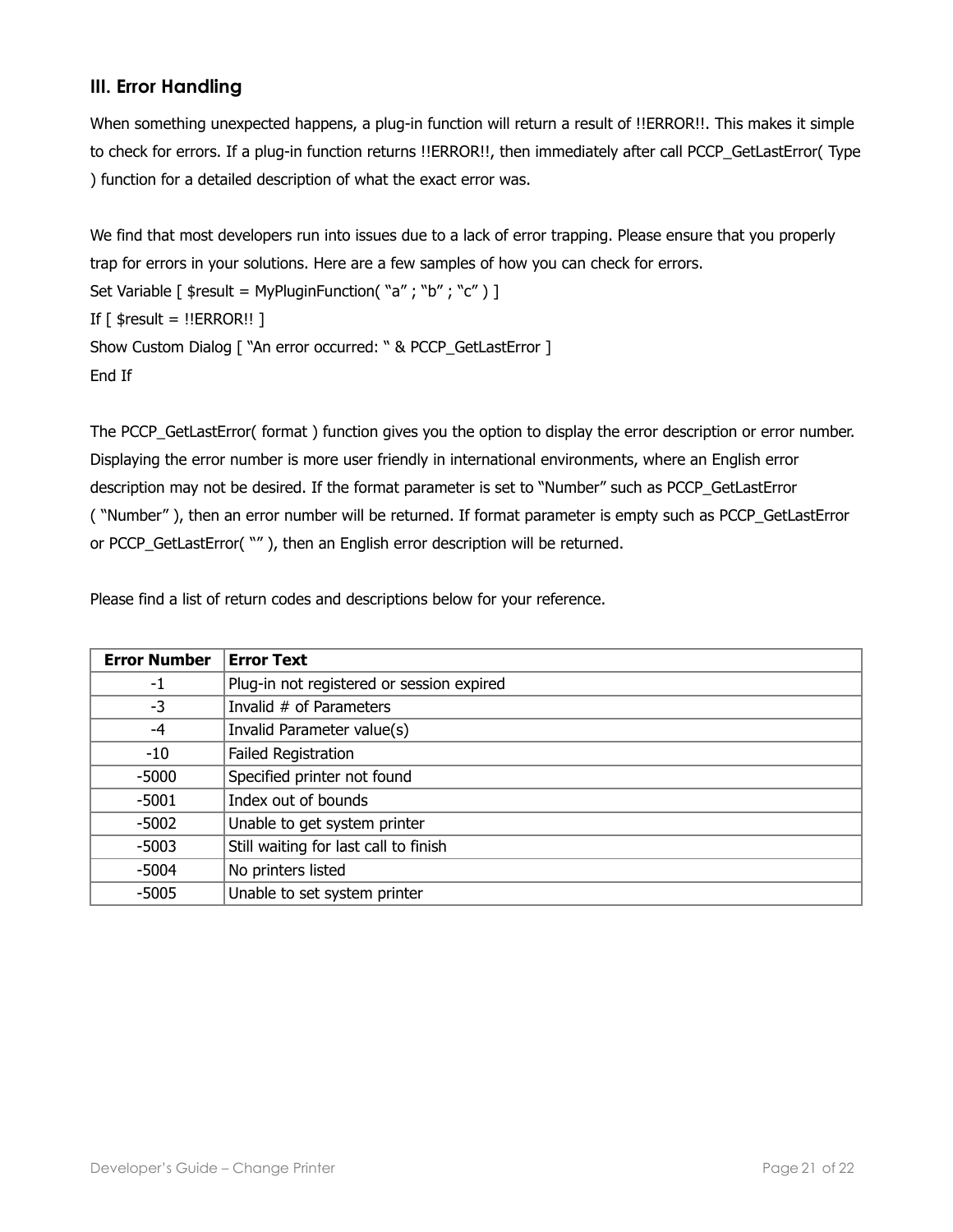### III. Error Handling

When something unexpected happens, a plug-in function will return a result of !!ERROR!!. This makes it simple to check for errors. If a plug-in function returns !!ERROR!!, then immediately after call PCCP_GetLastError( Type ) function for a detailed description of what the exact error was.

We find that most developers run into issues due to a lack of error trapping. Please ensure that you properly trap for errors in your solutions. Here are a few samples of how you can check for errors.

```
Set Variable [ $result = MyPluginFunction( "a" ; "b" ; "c" ) ]
If [ $result = !!ERROR!! ]
Show Custom Dialog [ "An error occurred: " & PCCP_GetLastError ]
End If
```

The PCCP_GetLastError( format ) function gives you the option to display the error description or error number. Displaying the error number is more user friendly in international environments, where an English error description may not be desired. If the format parameter is set to "Number" such as PCCP_GetLastError ( "Number" ), then an error number will be returned. If format parameter is empty such as PCCP_GetLastError or PCCP_GetLastError( "" ), then an English error description will be returned.

Please find a list of return codes and descriptions below for your reference.

| Error Number | Error Text |
|---|---|
| -1 | Plug-in not registered or session expired |
| -3 | Invalid # of Parameters |
| -4 | Invalid Parameter value(s) |
| -10 | Failed Registration |
| -5000 | Specified printer not found |
| -5001 | Index out of bounds |
| -5002 | Unable to get system printer |
| -5003 | Still waiting for last call to finish |
| -5004 | No printers listed |
| -5005 | Unable to set system printer |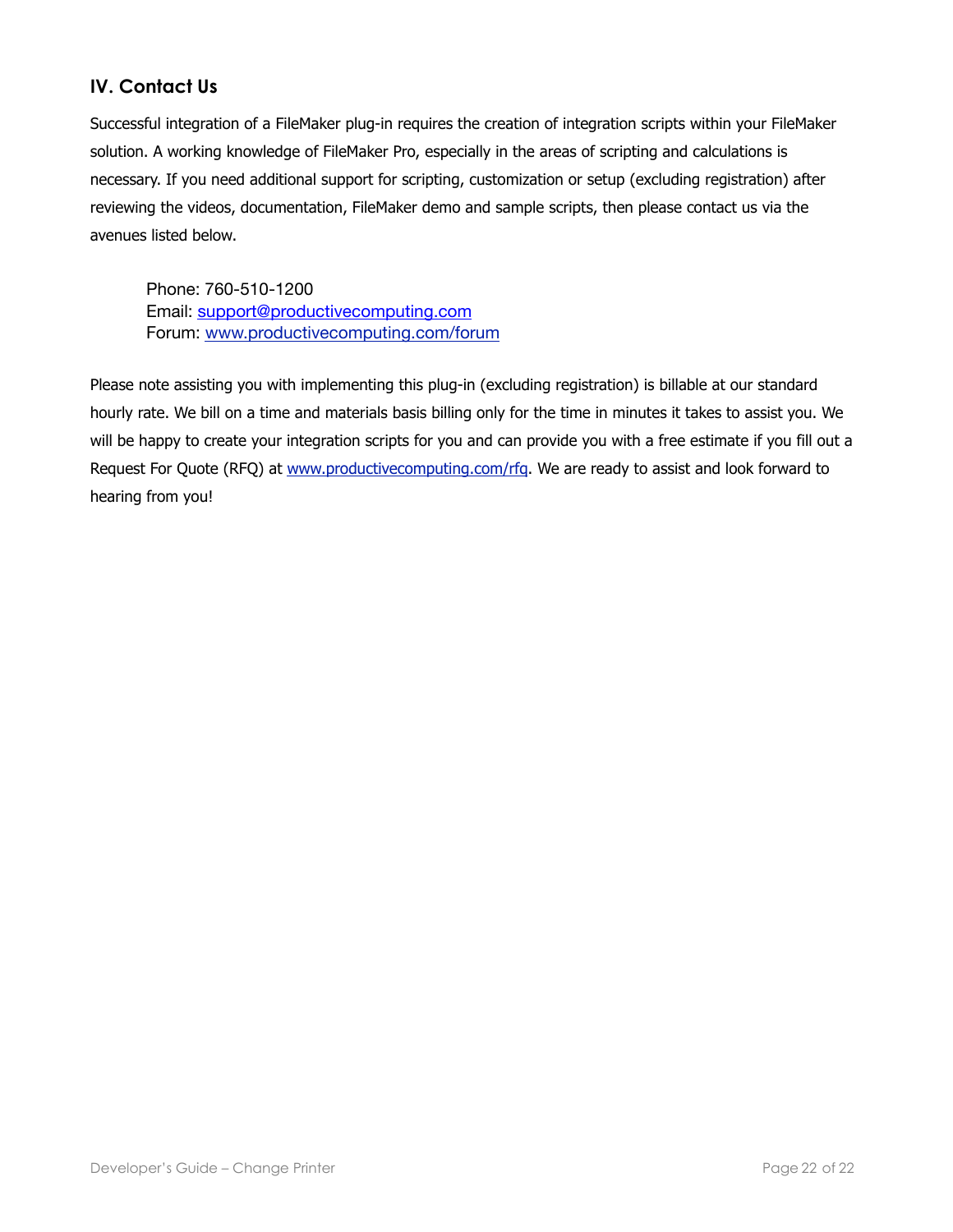## IV. Contact Us

Successful integration of a FileMaker plug-in requires the creation of integration scripts within your FileMaker solution. A working knowledge of FileMaker Pro, especially in the areas of scripting and calculations is necessary. If you need additional support for scripting, customization or setup (excluding registration) after reviewing the videos, documentation, FileMaker demo and sample scripts, then please contact us via the avenues listed below.

Phone: 760-510-1200
Email: support@productivecomputing.com
Forum: www.productivecomputing.com/forum

Please note assisting you with implementing this plug-in (excluding registration) is billable at our standard hourly rate. We bill on a time and materials basis billing only for the time in minutes it takes to assist you. We will be happy to create your integration scripts for you and can provide you with a free estimate if you fill out a Request For Quote (RFQ) at www.productivecomputing.com/rfq. We are ready to assist and look forward to hearing from you!